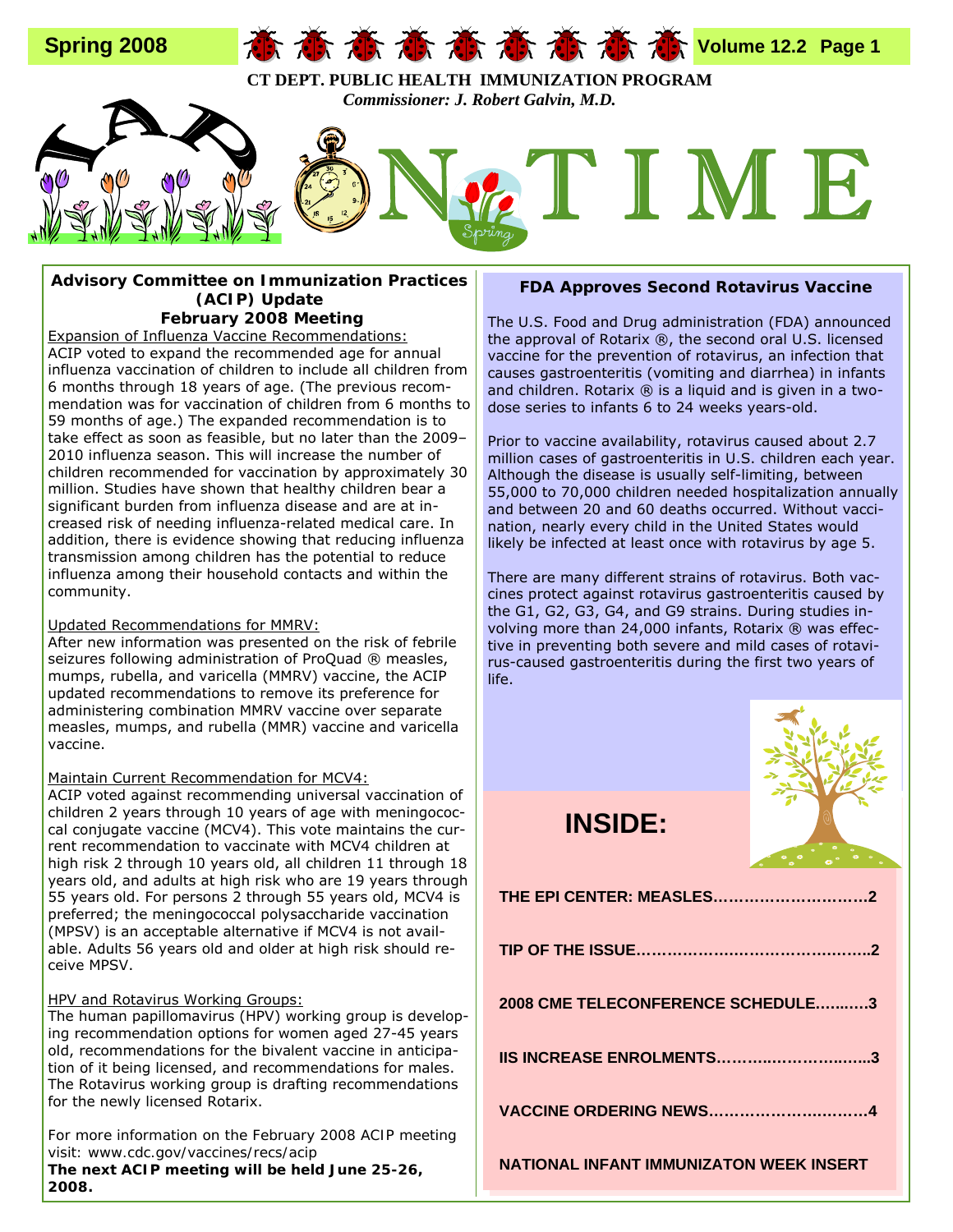Spring 2008 — Volume 12.2

**CT DEPT. PUBLIC HEALTH IMMUNIZATION PROGRAM**

***Commissioner: J. Robert Galvin, M.D.***

# LAP ON TIME

## Advisory Committee on Immunization Practices (ACIP) Update February 2008 Meeting

Expansion of Influenza Vaccine Recommendations:

ACIP voted to expand the recommended age for annual influenza vaccination of children to include all children from 6 months through 18 years of age. (The previous recommendation was for vaccination of children from 6 months to 59 months of age.) The expanded recommendation is to take effect as soon as feasible, but no later than the 2009–2010 influenza season. This will increase the number of children recommended for vaccination by approximately 30 million. Studies have shown that healthy children bear a significant burden from influenza disease and are at increased risk of needing influenza-related medical care. In addition, there is evidence showing that reducing influenza transmission among children has the potential to reduce influenza among their household contacts and within the community.

Updated Recommendations for MMRV:

After new information was presented on the risk of febrile seizures following administration of ProQuad ® measles, mumps, rubella, and varicella (MMRV) vaccine, the ACIP updated recommendations to remove its preference for administering combination MMRV vaccine over separate measles, mumps, and rubella (MMR) vaccine and varicella vaccine.

Maintain Current Recommendation for MCV4:

ACIP voted against recommending universal vaccination of children 2 years through 10 years of age with meningococcal conjugate vaccine (MCV4). This vote maintains the current recommendation to vaccinate with MCV4 children at high risk 2 through 10 years old, all children 11 through 18 years old, and adults at high risk who are 19 years through 55 years old. For persons 2 through 55 years old, MCV4 is preferred; the meningococcal polysaccharide vaccination (MPSV) is an acceptable alternative if MCV4 is not available. Adults 56 years old and older at high risk should receive MPSV.

HPV and Rotavirus Working Groups:

The human papillomavirus (HPV) working group is developing recommendation options for women aged 27-45 years old, recommendations for the bivalent vaccine in anticipation of it being licensed, and recommendations for males. The Rotavirus working group is drafting recommendations for the newly licensed Rotarix.

For more information on the February 2008 ACIP meeting visit: www.cdc.gov/vaccines/recs/acip

**The next ACIP meeting will be held June 25-26, 2008.**

## FDA Approves Second Rotavirus Vaccine

The U.S. Food and Drug administration (FDA) announced the approval of Rotarix ®, the second oral U.S. licensed vaccine for the prevention of rotavirus, an infection that causes gastroenteritis (vomiting and diarrhea) in infants and children. Rotarix ® is a liquid and is given in a two-dose series to infants 6 to 24 weeks years-old.

Prior to vaccine availability, rotavirus caused about 2.7 million cases of gastroenteritis in U.S. children each year. Although the disease is usually self-limiting, between 55,000 to 70,000 children needed hospitalization annually and between 20 and 60 deaths occurred. Without vaccination, nearly every child in the United States would likely be infected at least once with rotavirus by age 5.

There are many different strains of rotavirus. Both vaccines protect against rotavirus gastroenteritis caused by the G1, G2, G3, G4, and G9 strains. During studies involving more than 24,000 infants, Rotarix ® was effective in preventing both severe and mild cases of rotavirus-caused gastroenteritis during the first two years of life.

## INSIDE:

- **THE EPI CENTER: MEASLES……………………….2**
- **TIP OF THE ISSUE……………………………………..2**
- **2008 CME TELECONFERENCE SCHEDULE……..…3**
- **IIS INCREASE ENROLMENTS………..………..…...3**
- **VACCINE ORDERING NEWS…………………….…4**
- **NATIONAL INFANT IMMUNIZATON WEEK INSERT**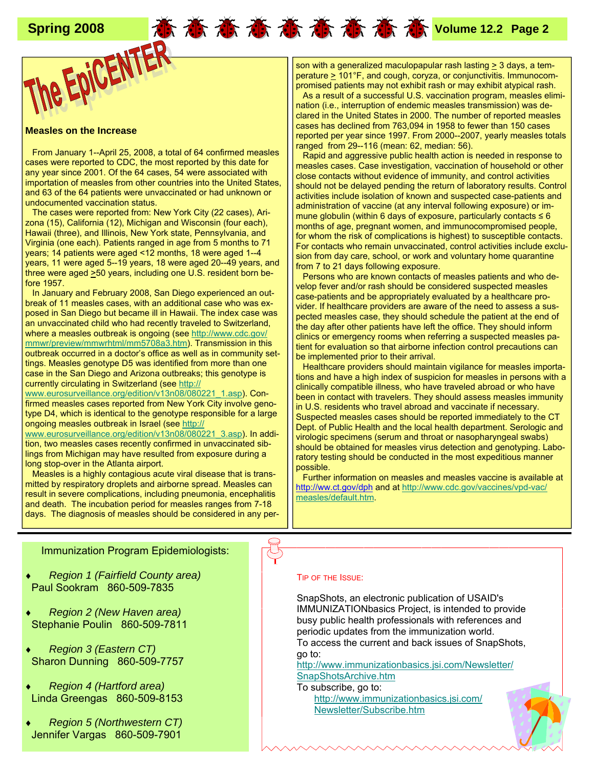## The EpiCENTER

### Measles on the Increase

From January 1--April 25, 2008, a total of 64 confirmed measles cases were reported to CDC, the most reported by this date for any year since 2001. Of the 64 cases, 54 were associated with importation of measles from other countries into the United States, and 63 of the 64 patients were unvaccinated or had unknown or undocumented vaccination status.

The cases were reported from: New York City (22 cases), Arizona (15), California (12), Michigan and Wisconsin (four each), Hawaii (three), and Illinois, New York state, Pennsylvania, and Virginia (one each). Patients ranged in age from 5 months to 71 years; 14 patients were aged <12 months, 18 were aged 1--4 years, 11 were aged 5--19 years, 18 were aged 20--49 years, and three were aged ≥50 years, including one U.S. resident born before 1957.

In January and February 2008, San Diego experienced an outbreak of 11 measles cases, with an additional case who was exposed in San Diego but became ill in Hawaii. The index case was an unvaccinated child who had recently traveled to Switzerland, where a measles outbreak is ongoing (see http://www.cdc.gov/mmwr/preview/mmwrhtml/mm5708a3.htm). Transmission in this outbreak occurred in a doctor's office as well as in community settings. Measles genotype D5 was identified from more than one case in the San Diego and Arizona outbreaks; this genotype is currently circulating in Switzerland (see http://www.eurosurveillance.org/edition/v13n08/080221_1.asp). Confirmed measles cases reported from New York City involve genotype D4, which is identical to the genotype responsible for a large ongoing measles outbreak in Israel (see http://www.eurosurveillance.org/edition/v13n08/080221_3.asp). In addition, two measles cases recently confirmed in unvaccinated siblings from Michigan may have resulted from exposure during a long stop-over in the Atlanta airport.

Measles is a highly contagious acute viral disease that is transmitted by respiratory droplets and airborne spread. Measles can result in severe complications, including pneumonia, encephalitis and death. The incubation period for measles ranges from 7-18 days. The diagnosis of measles should be considered in any person with a generalized maculopapular rash lasting ≥ 3 days, a temperature ≥ 101°F, and cough, coryza, or conjunctivitis. Immunocompromised patients may not exhibit rash or may exhibit atypical rash.

As a result of a successful U.S. vaccination program, measles elimination (i.e., interruption of endemic measles transmission) was declared in the United States in 2000. The number of reported measles cases has declined from 763,094 in 1958 to fewer than 150 cases reported per year since 1997. From 2000--2007, yearly measles totals ranged from 29--116 (mean: 62, median: 56).

Rapid and aggressive public health action is needed in response to measles cases. Case investigation, vaccination of household or other close contacts without evidence of immunity, and control activities should not be delayed pending the return of laboratory results. Control activities include isolation of known and suspected case-patients and administration of vaccine (at any interval following exposure) or immune globulin (within 6 days of exposure, particularly contacts ≤ 6 months of age, pregnant women, and immunocompromised people, for whom the risk of complications is highest) to susceptible contacts. For contacts who remain unvaccinated, control activities include exclusion from day care, school, or work and voluntary home quarantine from 7 to 21 days following exposure.

Persons who are known contacts of measles patients and who develop fever and/or rash should be considered suspected measles case-patients and be appropriately evaluated by a healthcare provider. If healthcare providers are aware of the need to assess a suspected measles case, they should schedule the patient at the end of the day after other patients have left the office. They should inform clinics or emergency rooms when referring a suspected measles patient for evaluation so that airborne infection control precautions can be implemented prior to their arrival.

Healthcare providers should maintain vigilance for measles importations and have a high index of suspicion for measles in persons with a clinically compatible illness, who have traveled abroad or who have been in contact with travelers. They should assess measles immunity in U.S. residents who travel abroad and vaccinate if necessary. Suspected measles cases should be reported immediately to the CT Dept. of Public Health and the local health department. Serologic and virologic specimens (serum and throat or nasopharyngeal swabs) should be obtained for measles virus detection and genotyping. Laboratory testing should be conducted in the most expeditious manner possible.

Further information on measles and measles vaccine is available at http://ww.ct.gov/dph and at http://www.cdc.gov/vaccines/vpd-vac/measles/default.htm.

---

Immunization Program Epidemiologists:

- *Region 1 (Fairfield County area)*
  Paul Sookram 860-509-7835
- *Region 2 (New Haven area)*
  Stephanie Poulin 860-509-7811
- *Region 3 (Eastern CT)*
  Sharon Dunning 860-509-7757
- *Region 4 (Hartford area)*
  Linda Greengas 860-509-8153
- *Region 5 (Northwestern CT)*
  Jennifer Vargas 860-509-7901

---

TIP OF THE ISSUE:

SnapShots, an electronic publication of USAID's IMMUNIZATIONbasics Project, is intended to provide busy public health professionals with references and periodic updates from the immunization world.
To access the current and back issues of SnapShots, go to:
http://www.immunizationbasics.jsi.com/Newsletter/SnapShotsArchive.htm
To subscribe, go to:
http://www.immunizationbasics.jsi.com/Newsletter/Subscribe.htm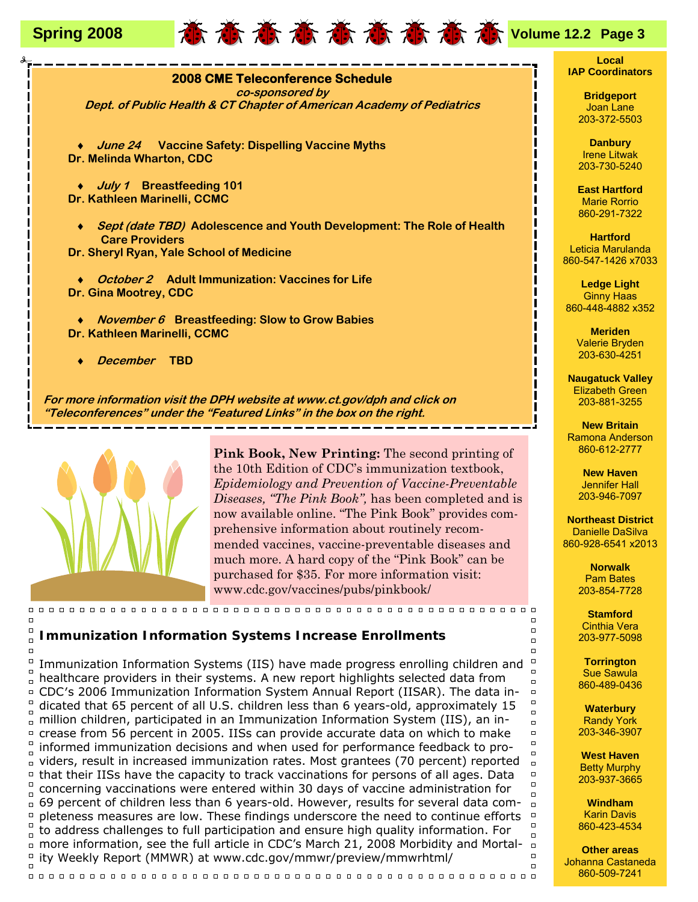## 2008 CME Teleconference Schedule

***co-sponsored by***
***Dept. of Public Health & CT Chapter of American Academy of Pediatrics***

- ***June 24*** **Vaccine Safety: Dispelling Vaccine Myths**
  **Dr. Melinda Wharton, CDC**
- ***July 1*** **Breastfeeding 101**
  **Dr. Kathleen Marinelli, CCMC**
- ***Sept (date TBD)*** **Adolescence and Youth Development: The Role of Health Care Providers**
  **Dr. Sheryl Ryan, Yale School of Medicine**
- ***October 2*** **Adult Immunization: Vaccines for Life**
  **Dr. Gina Mootrey, CDC**
- ***November 6*** **Breastfeeding: Slow to Grow Babies**
  **Dr. Kathleen Marinelli, CCMC**
- ***December*** **TBD**

***For more information visit the DPH website at www.ct.gov/dph and click on "Teleconferences" under the "Featured Links" in the box on the right.***

**Pink Book, New Printing:** The second printing of the 10th Edition of CDC's immunization textbook, *Epidemiology and Prevention of Vaccine-Preventable Diseases, "The Pink Book",* has been completed and is now available online. "The Pink Book" provides comprehensive information about routinely recommended vaccines, vaccine-preventable diseases and much more. A hard copy of the "Pink Book" can be purchased for $35. For more information visit: www.cdc.gov/vaccines/pubs/pinkbook/

## Immunization Information Systems Increase Enrollments

Immunization Information Systems (IIS) have made progress enrolling children and healthcare providers in their systems. A new report highlights selected data from CDC's 2006 Immunization Information System Annual Report (IISAR). The data indicated that 65 percent of all U.S. children less than 6 years-old, approximately 15 million children, participated in an Immunization Information System (IIS), an increase from 56 percent in 2005. IISs can provide accurate data on which to make informed immunization decisions and when used for performance feedback to providers, result in increased immunization rates. Most grantees (70 percent) reported that their IISs have the capacity to track vaccinations for persons of all ages. Data concerning vaccinations were entered within 30 days of vaccine administration for 69 percent of children less than 6 years-old. However, results for several data completeness measures are low. These findings underscore the need to continue efforts to address challenges to full participation and ensure high quality information. For more information, see the full article in CDC's March 21, 2008 Morbidity and Mortality Weekly Report (MMWR) at www.cdc.gov/mmwr/preview/mmwrhtml/

### Local IAP Coordinators

**Bridgeport**
Joan Lane
203-372-5503

**Danbury**
Irene Litwak
203-730-5240

**East Hartford**
Marie Rorrio
860-291-7322

**Hartford**
Leticia Marulanda
860-547-1426 x7033

**Ledge Light**
Ginny Haas
860-448-4882 x352

**Meriden**
Valerie Bryden
203-630-4251

**Naugatuck Valley**
Elizabeth Green
203-881-3255

**New Britain**
Ramona Anderson
860-612-2777

**New Haven**
Jennifer Hall
203-946-7097

**Northeast District**
Danielle DaSilva
860-928-6541 x2013

**Norwalk**
Pam Bates
203-854-7728

**Stamford**
Cinthia Vera
203-977-5098

**Torrington**
Sue Sawula
860-489-0436

**Waterbury**
Randy York
203-346-3907

**West Haven**
Betty Murphy
203-937-3665

**Windham**
Karin Davis
860-423-4534

**Other areas**
Johanna Castaneda
860-509-7241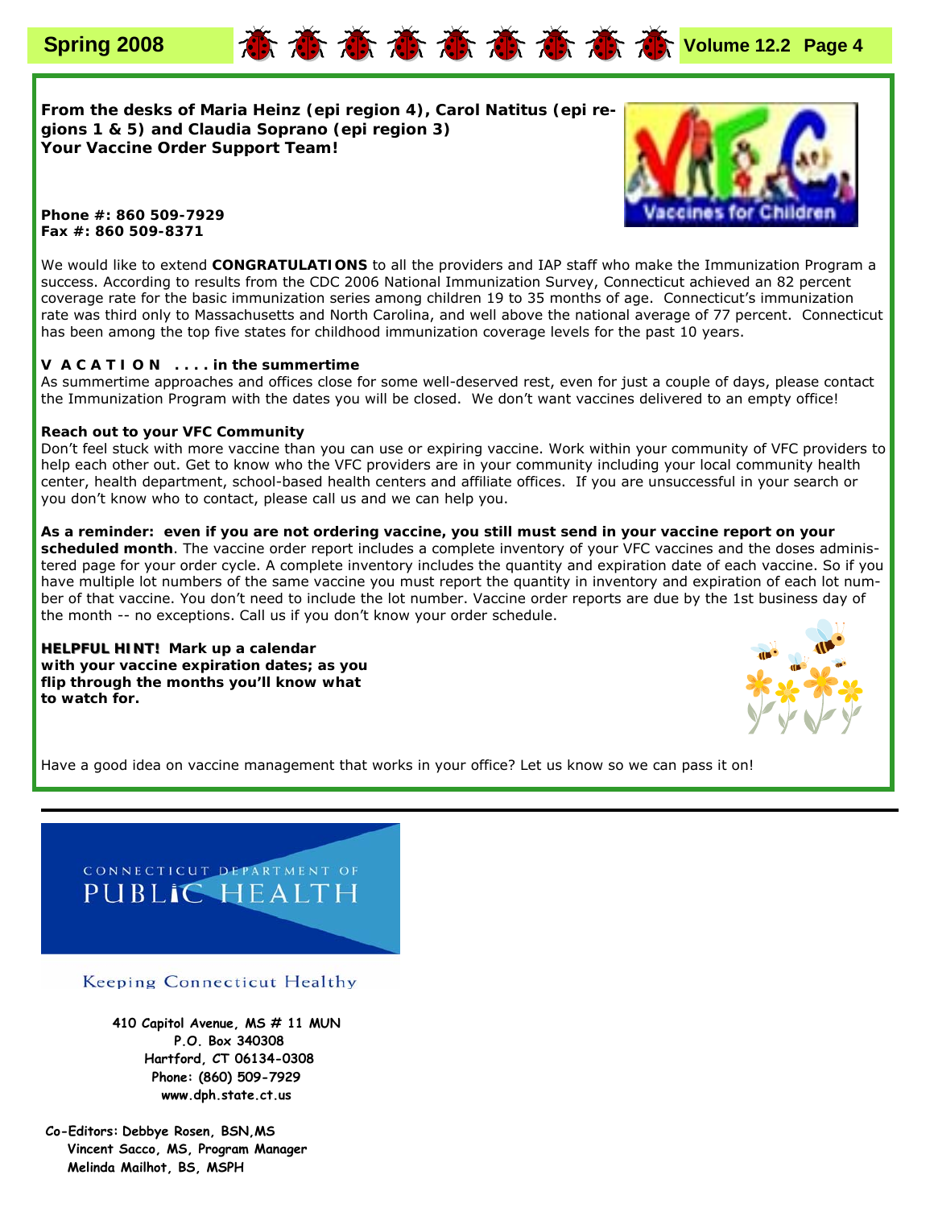**From the desks of Maria Heinz (epi region 4), Carol Natitus (epi regions 1 & 5) and Claudia Soprano (epi region 3)**
**Your Vaccine Order Support Team!**

**Phone #: 860 509-7929**
**Fax #: 860 509-8371**

We would like to extend **CONGRATULATIONS** to all the providers and IAP staff who make the Immunization Program a success. According to results from the CDC 2006 National Immunization Survey, Connecticut achieved an 82 percent coverage rate for the basic immunization series among children 19 to 35 months of age. Connecticut's immunization rate was third only to Massachusetts and North Carolina, and well above the national average of 77 percent. Connecticut has been among the top five states for childhood immunization coverage levels for the past 10 years.

**V A C A T I O N . . . . in the summertime**
As summertime approaches and offices close for some well-deserved rest, even for just a couple of days, please contact the Immunization Program with the dates you will be closed. We don't want vaccines delivered to an empty office!

**Reach out to your VFC Community**
Don't feel stuck with more vaccine than you can use or expiring vaccine. Work within your community of VFC providers to help each other out. Get to know who the VFC providers are in your community including your local community health center, health department, school-based health centers and affiliate offices. If you are unsuccessful in your search or you don't know who to contact, please call us and we can help you.

**As a reminder: even if you are not ordering vaccine, you still must send in your vaccine report on your scheduled month**. The vaccine order report includes a complete inventory of your VFC vaccines and the doses administered page for your order cycle. A complete inventory includes the quantity and expiration date of each vaccine. So if you have multiple lot numbers of the same vaccine you must report the quantity in inventory and expiration of each lot number of that vaccine. You don't need to include the lot number. Vaccine order reports are due by the 1st business day of the month -- no exceptions. Call us if you don't know your order schedule.

**HELPFUL HINT! Mark up a calendar with your vaccine expiration dates; as you flip through the months you'll know what to watch for.**

Have a good idea on vaccine management that works in your office? Let us know so we can pass it on!

CONNECTICUT DEPARTMENT OF PUBLIC HEALTH

Keeping Connecticut Healthy

410 Capitol Avenue, MS # 11 MUN
P.O. Box 340308
Hartford, CT 06134-0308
Phone: (860) 509-7929
www.dph.state.ct.us

Co-Editors: Debbye Rosen, BSN,MS
Vincent Sacco, MS, Program Manager
Melinda Mailhot, BS, MSPH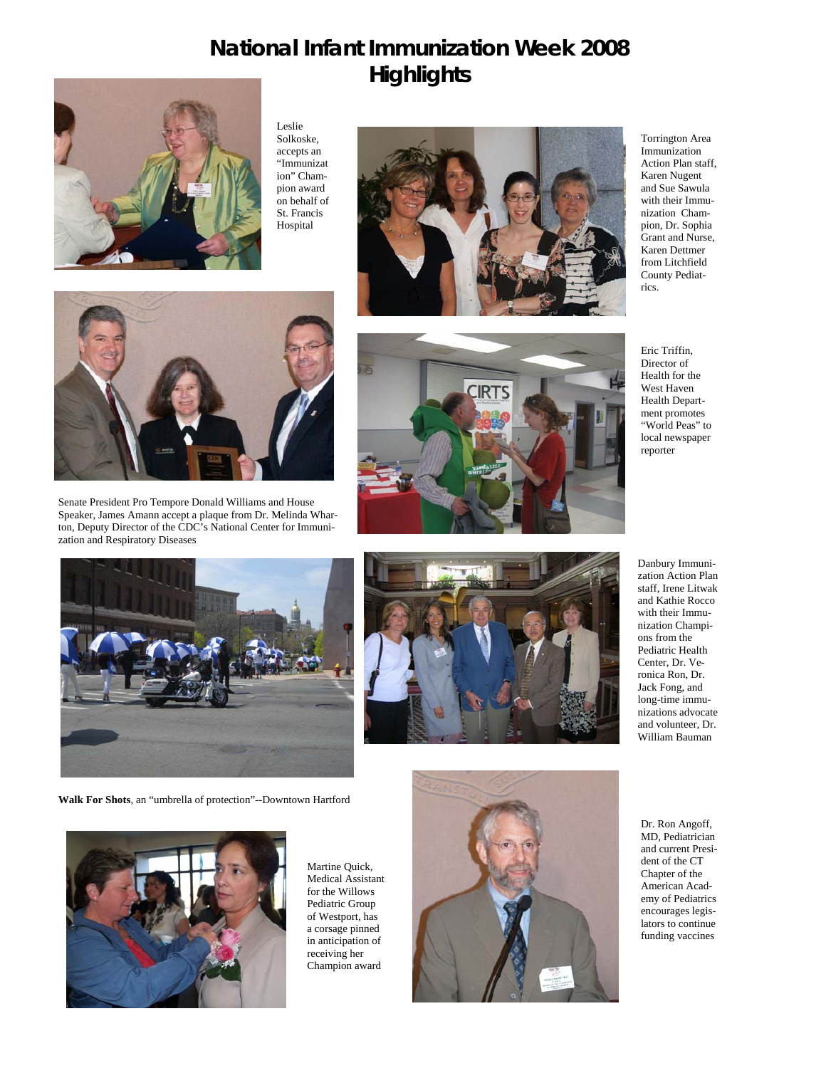# National Infant Immunization Week 2008 Highlights

Leslie Solkoske, accepts an "Immunization" Champion award on behalf of St. Francis Hospital

Torrington Area Immunization Action Plan staff, Karen Nugent and Sue Sawula with their Immunization Champion, Dr. Sophia Grant and Nurse, Karen Dettmer from Litchfield County Pediatrics.

Senate President Pro Tempore Donald Williams and House Speaker, James Amann accept a plaque from Dr. Melinda Wharton, Deputy Director of the CDC's National Center for Immunization and Respiratory Diseases

Eric Triffin, Director of Health for the West Haven Health Department promotes "World Peas" to local newspaper reporter

Danbury Immunization Action Plan staff, Irene Litwak and Kathie Rocco with their Immunization Champions from the Pediatric Health Center, Dr. Veronica Ron, Dr. Jack Fong, and long-time immunizations advocate and volunteer, Dr. William Bauman

**Walk For Shots**, an "umbrella of protection"--Downtown Hartford

Martine Quick, Medical Assistant for the Willows Pediatric Group of Westport, has a corsage pinned in anticipation of receiving her Champion award

Dr. Ron Angoff, MD, Pediatrician and current President of the CT Chapter of the American Academy of Pediatrics encourages legislators to continue funding vaccines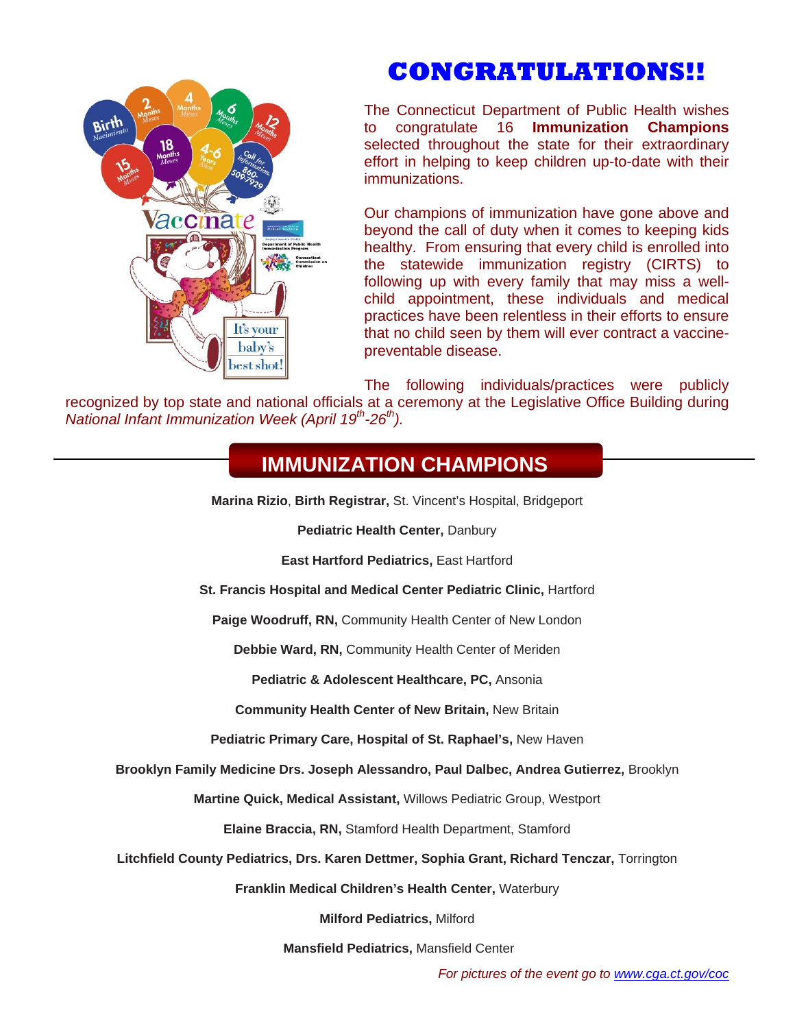# CONGRATULATIONS!!

The Connecticut Department of Public Health wishes to congratulate 16 **Immunization Champions** selected throughout the state for their extraordinary effort in helping to keep children up-to-date with their immunizations.

Our champions of immunization have gone above and beyond the call of duty when it comes to keeping kids healthy. From ensuring that every child is enrolled into the statewide immunization registry (CIRTS) to following up with every family that may miss a well-child appointment, these individuals and medical practices have been relentless in their efforts to ensure that no child seen by them will ever contract a vaccine-preventable disease.

The following individuals/practices were publicly recognized by top state and national officials at a ceremony at the Legislative Office Building during *National Infant Immunization Week (April 19th-26th).*

## IMMUNIZATION CHAMPIONS

**Marina Rizio**, **Birth Registrar,** St. Vincent's Hospital, Bridgeport

**Pediatric Health Center,** Danbury

**East Hartford Pediatrics,** East Hartford

**St. Francis Hospital and Medical Center Pediatric Clinic,** Hartford

**Paige Woodruff, RN,** Community Health Center of New London

**Debbie Ward, RN,** Community Health Center of Meriden

**Pediatric & Adolescent Healthcare, PC,** Ansonia

**Community Health Center of New Britain,** New Britain

**Pediatric Primary Care, Hospital of St. Raphael's,** New Haven

**Brooklyn Family Medicine Drs. Joseph Alessandro, Paul Dalbec, Andrea Gutierrez,** Brooklyn

**Martine Quick, Medical Assistant,** Willows Pediatric Group, Westport

**Elaine Braccia, RN,** Stamford Health Department, Stamford

**Litchfield County Pediatrics, Drs. Karen Dettmer, Sophia Grant, Richard Tenczar,** Torrington

**Franklin Medical Children's Health Center,** Waterbury

**Milford Pediatrics,** Milford

**Mansfield Pediatrics,** Mansfield Center

*For pictures of the event go to [www.cga.ct.gov/coc](http://www.cga.ct.gov/coc)*